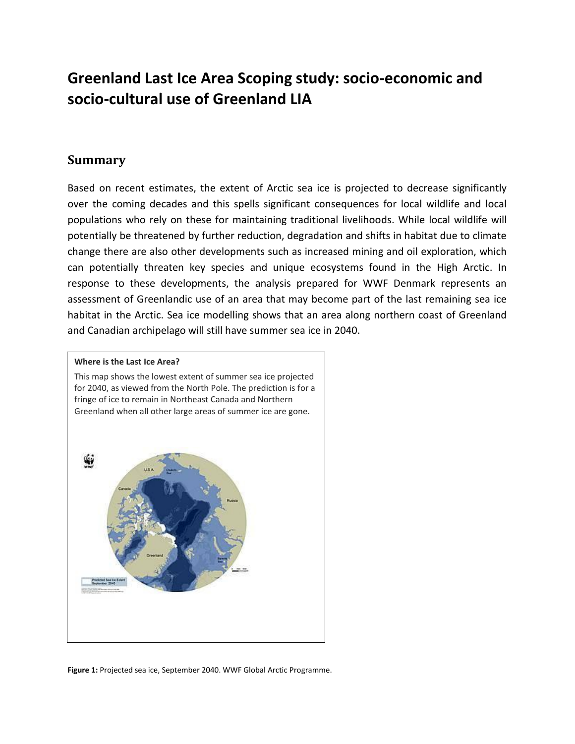# Greenland Last Ice Area Scoping study: socio-economic and socio-cultural use of Greenland LIA

## Summary

Based on recent estimates, the extent of Arctic sea ice is projected to decrease significantly over the coming decades and this spells significant consequences for local wildlife and local populations who rely on these for maintaining traditional livelihoods. While local wildlife will potentially be threatened by further reduction, degradation and shifts in habitat due to climate change there are also other developments such as increased mining and oil exploration, which can potentially threaten key species and unique ecosystems found in the High Arctic. In response to these developments, the analysis prepared for WWF Denmark represents an assessment of Greenlandic use of an area that may become part of the last remaining sea ice habitat in the Arctic. Sea ice modelling shows that an area along northern coast of Greenland and Canadian archipelago will still have summer sea ice in 2040.

**Where is the Last Ice Area?**

This map shows the lowest extent of summer sea ice projected for 2040, as viewed from the North Pole. The prediction is for a fringe of ice to remain in Northeast Canada and Northern Greenland when all other large areas of summer ice are gone.

**Figure 1:** Projected sea ice, September 2040. WWF Global Arctic Programme.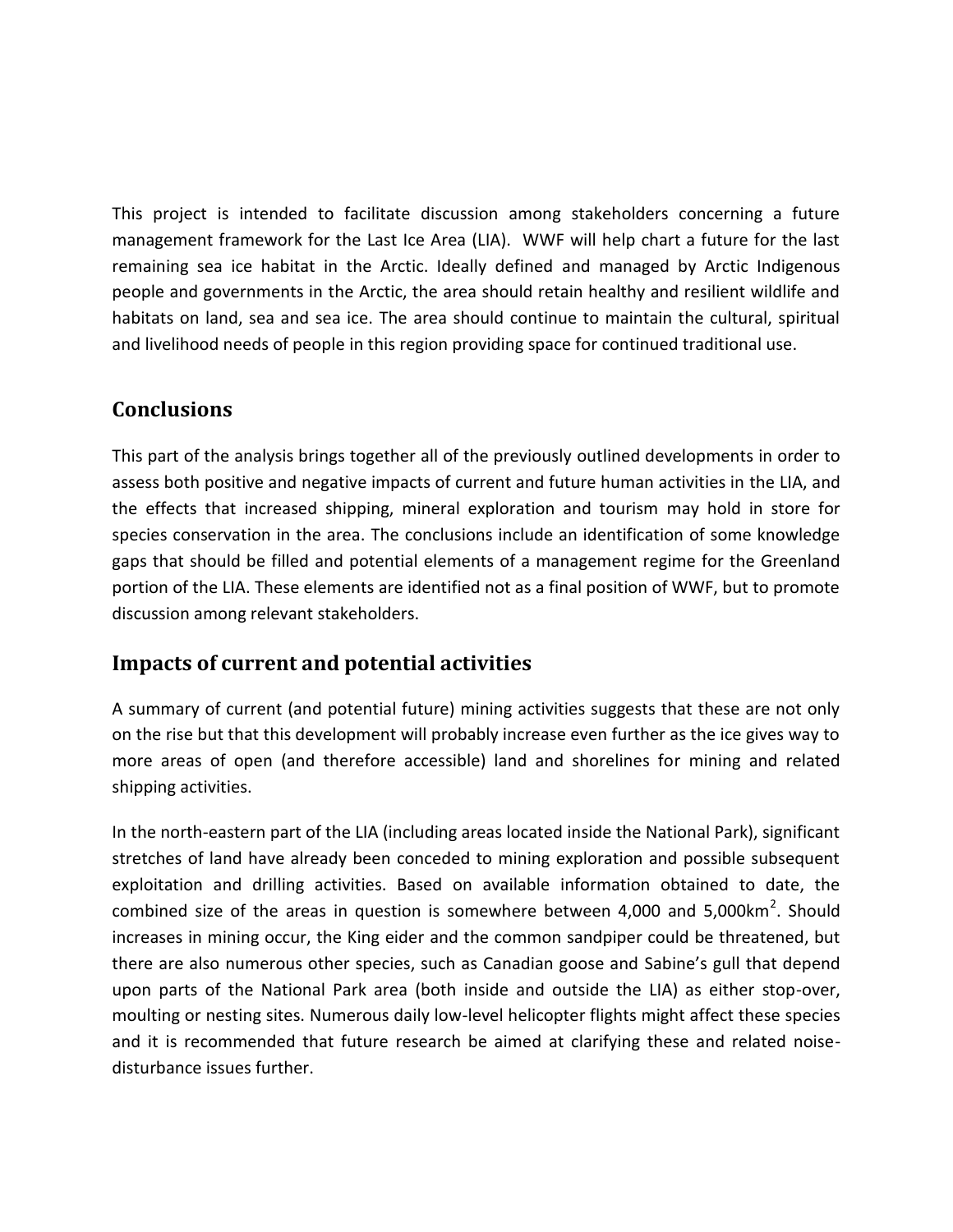This project is intended to facilitate discussion among stakeholders concerning a future management framework for the Last Ice Area (LIA). WWF will help chart a future for the last remaining sea ice habitat in the Arctic. Ideally defined and managed by Arctic Indigenous people and governments in the Arctic, the area should retain healthy and resilient wildlife and habitats on land, sea and sea ice. The area should continue to maintain the cultural, spiritual and livelihood needs of people in this region providing space for continued traditional use.

## Conclusions

This part of the analysis brings together all of the previously outlined developments in order to assess both positive and negative impacts of current and future human activities in the LIA, and the effects that increased shipping, mineral exploration and tourism may hold in store for species conservation in the area. The conclusions include an identification of some knowledge gaps that should be filled and potential elements of a management regime for the Greenland portion of the LIA. These elements are identified not as a final position of WWF, but to promote discussion among relevant stakeholders.

## Impacts of current and potential activities

A summary of current (and potential future) mining activities suggests that these are not only on the rise but that this development will probably increase even further as the ice gives way to more areas of open (and therefore accessible) land and shorelines for mining and related shipping activities.

In the north-eastern part of the LIA (including areas located inside the National Park), significant stretches of land have already been conceded to mining exploration and possible subsequent exploitation and drilling activities. Based on available information obtained to date, the combined size of the areas in question is somewhere between 4,000 and 5,000km$^2$. Should increases in mining occur, the King eider and the common sandpiper could be threatened, but there are also numerous other species, such as Canadian goose and Sabine's gull that depend upon parts of the National Park area (both inside and outside the LIA) as either stop-over, moulting or nesting sites. Numerous daily low-level helicopter flights might affect these species and it is recommended that future research be aimed at clarifying these and related noise-disturbance issues further.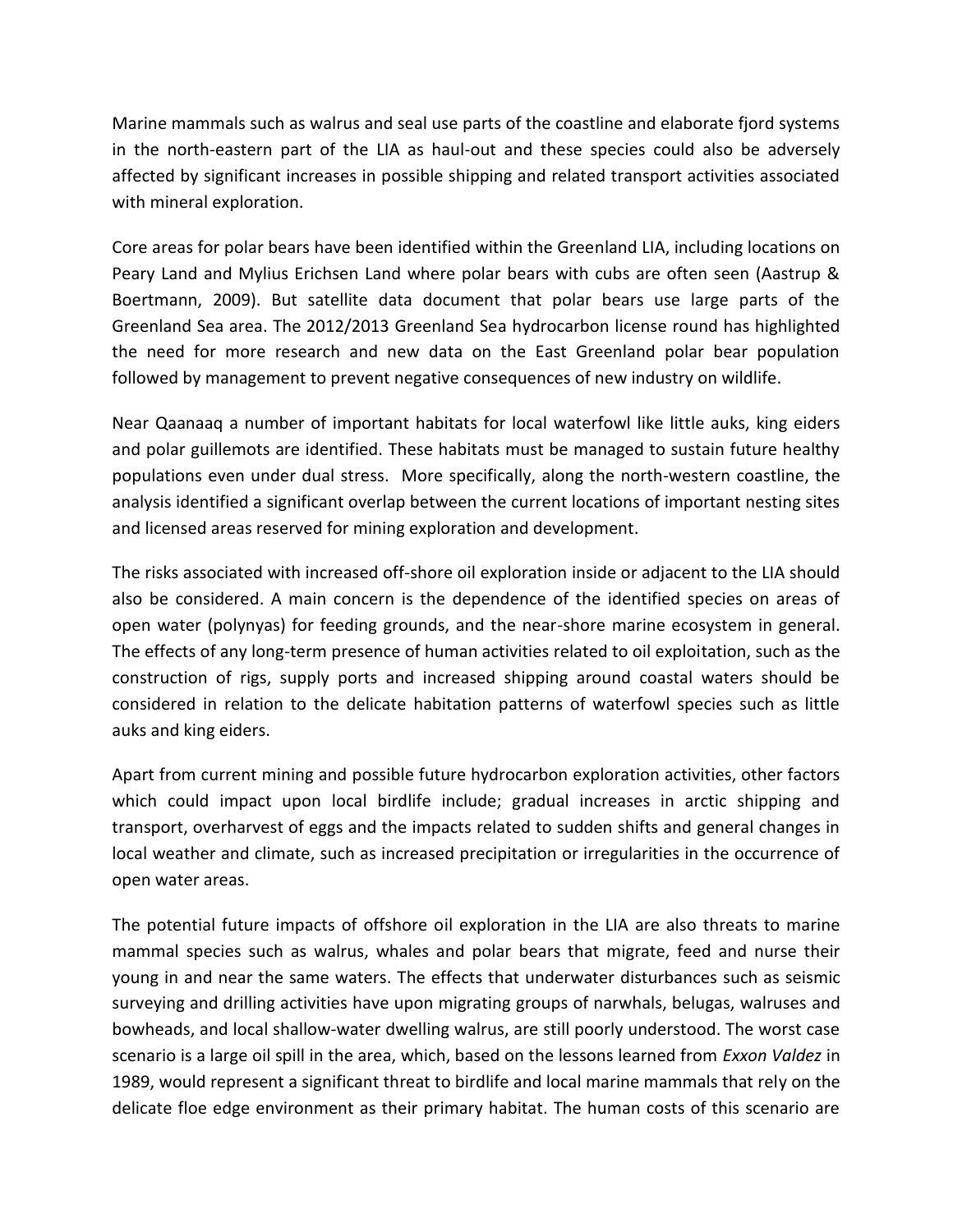Marine mammals such as walrus and seal use parts of the coastline and elaborate fjord systems in the north-eastern part of the LIA as haul-out and these species could also be adversely affected by significant increases in possible shipping and related transport activities associated with mineral exploration.

Core areas for polar bears have been identified within the Greenland LIA, including locations on Peary Land and Mylius Erichsen Land where polar bears with cubs are often seen (Aastrup & Boertmann, 2009). But satellite data document that polar bears use large parts of the Greenland Sea area. The 2012/2013 Greenland Sea hydrocarbon license round has highlighted the need for more research and new data on the East Greenland polar bear population followed by management to prevent negative consequences of new industry on wildlife.

Near Qaanaaq a number of important habitats for local waterfowl like little auks, king eiders and polar guillemots are identified. These habitats must be managed to sustain future healthy populations even under dual stress. More specifically, along the north-western coastline, the analysis identified a significant overlap between the current locations of important nesting sites and licensed areas reserved for mining exploration and development.

The risks associated with increased off-shore oil exploration inside or adjacent to the LIA should also be considered. A main concern is the dependence of the identified species on areas of open water (polynyas) for feeding grounds, and the near-shore marine ecosystem in general. The effects of any long-term presence of human activities related to oil exploitation, such as the construction of rigs, supply ports and increased shipping around coastal waters should be considered in relation to the delicate habitation patterns of waterfowl species such as little auks and king eiders.

Apart from current mining and possible future hydrocarbon exploration activities, other factors which could impact upon local birdlife include; gradual increases in arctic shipping and transport, overharvest of eggs and the impacts related to sudden shifts and general changes in local weather and climate, such as increased precipitation or irregularities in the occurrence of open water areas.

The potential future impacts of offshore oil exploration in the LIA are also threats to marine mammal species such as walrus, whales and polar bears that migrate, feed and nurse their young in and near the same waters. The effects that underwater disturbances such as seismic surveying and drilling activities have upon migrating groups of narwhals, belugas, walruses and bowheads, and local shallow-water dwelling walrus, are still poorly understood. The worst case scenario is a large oil spill in the area, which, based on the lessons learned from *Exxon Valdez* in 1989, would represent a significant threat to birdlife and local marine mammals that rely on the delicate floe edge environment as their primary habitat. The human costs of this scenario are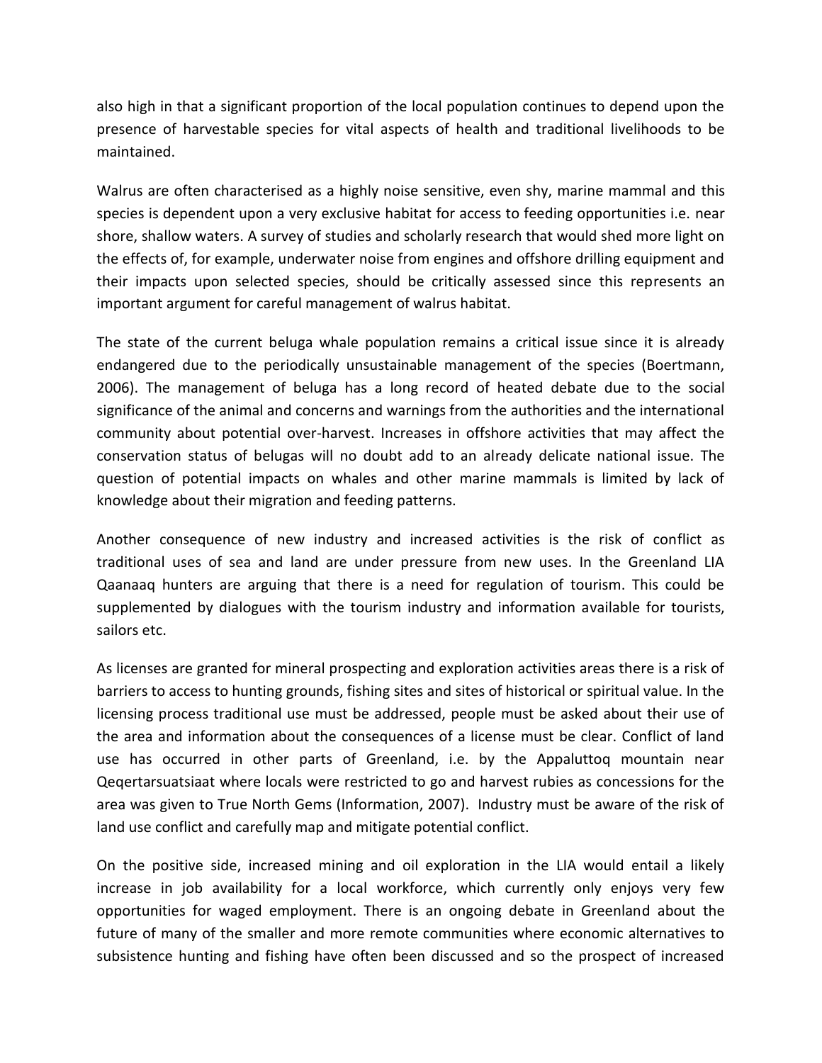also high in that a significant proportion of the local population continues to depend upon the presence of harvestable species for vital aspects of health and traditional livelihoods to be maintained.

Walrus are often characterised as a highly noise sensitive, even shy, marine mammal and this species is dependent upon a very exclusive habitat for access to feeding opportunities i.e. near shore, shallow waters. A survey of studies and scholarly research that would shed more light on the effects of, for example, underwater noise from engines and offshore drilling equipment and their impacts upon selected species, should be critically assessed since this represents an important argument for careful management of walrus habitat.

The state of the current beluga whale population remains a critical issue since it is already endangered due to the periodically unsustainable management of the species (Boertmann, 2006). The management of beluga has a long record of heated debate due to the social significance of the animal and concerns and warnings from the authorities and the international community about potential over-harvest. Increases in offshore activities that may affect the conservation status of belugas will no doubt add to an already delicate national issue. The question of potential impacts on whales and other marine mammals is limited by lack of knowledge about their migration and feeding patterns.

Another consequence of new industry and increased activities is the risk of conflict as traditional uses of sea and land are under pressure from new uses. In the Greenland LIA Qaanaaq hunters are arguing that there is a need for regulation of tourism. This could be supplemented by dialogues with the tourism industry and information available for tourists, sailors etc.

As licenses are granted for mineral prospecting and exploration activities areas there is a risk of barriers to access to hunting grounds, fishing sites and sites of historical or spiritual value. In the licensing process traditional use must be addressed, people must be asked about their use of the area and information about the consequences of a license must be clear. Conflict of land use has occurred in other parts of Greenland, i.e. by the Appaluttoq mountain near Qeqertarsuatsiaat where locals were restricted to go and harvest rubies as concessions for the area was given to True North Gems (Information, 2007). Industry must be aware of the risk of land use conflict and carefully map and mitigate potential conflict.

On the positive side, increased mining and oil exploration in the LIA would entail a likely increase in job availability for a local workforce, which currently only enjoys very few opportunities for waged employment. There is an ongoing debate in Greenland about the future of many of the smaller and more remote communities where economic alternatives to subsistence hunting and fishing have often been discussed and so the prospect of increased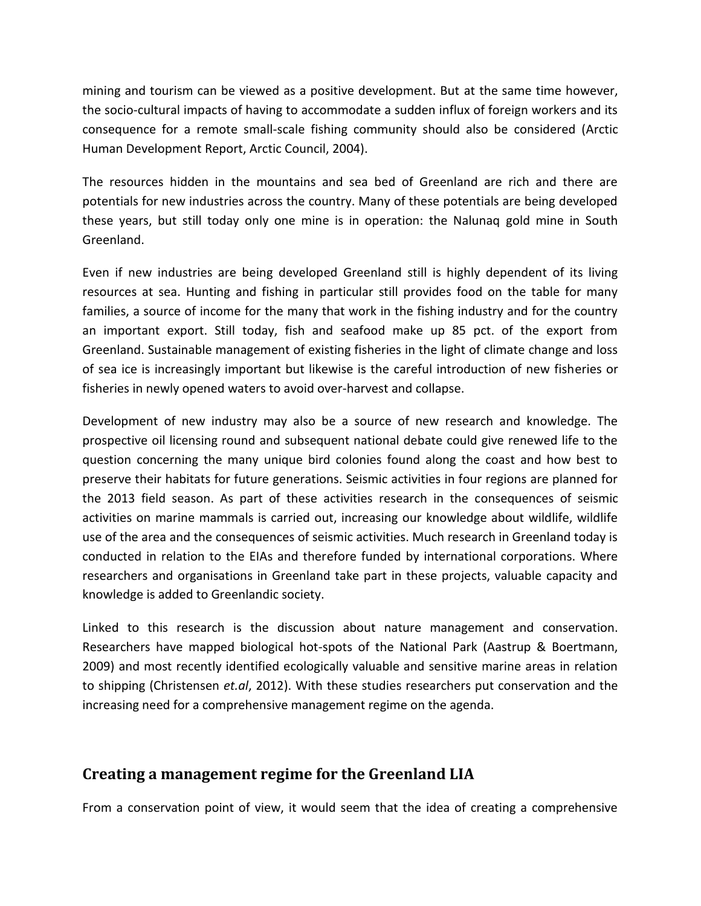mining and tourism can be viewed as a positive development. But at the same time however, the socio-cultural impacts of having to accommodate a sudden influx of foreign workers and its consequence for a remote small-scale fishing community should also be considered (Arctic Human Development Report, Arctic Council, 2004).

The resources hidden in the mountains and sea bed of Greenland are rich and there are potentials for new industries across the country. Many of these potentials are being developed these years, but still today only one mine is in operation: the Nalunaq gold mine in South Greenland.

Even if new industries are being developed Greenland still is highly dependent of its living resources at sea. Hunting and fishing in particular still provides food on the table for many families, a source of income for the many that work in the fishing industry and for the country an important export. Still today, fish and seafood make up 85 pct. of the export from Greenland. Sustainable management of existing fisheries in the light of climate change and loss of sea ice is increasingly important but likewise is the careful introduction of new fisheries or fisheries in newly opened waters to avoid over-harvest and collapse.

Development of new industry may also be a source of new research and knowledge. The prospective oil licensing round and subsequent national debate could give renewed life to the question concerning the many unique bird colonies found along the coast and how best to preserve their habitats for future generations. Seismic activities in four regions are planned for the 2013 field season. As part of these activities research in the consequences of seismic activities on marine mammals is carried out, increasing our knowledge about wildlife, wildlife use of the area and the consequences of seismic activities. Much research in Greenland today is conducted in relation to the EIAs and therefore funded by international corporations. Where researchers and organisations in Greenland take part in these projects, valuable capacity and knowledge is added to Greenlandic society.

Linked to this research is the discussion about nature management and conservation. Researchers have mapped biological hot-spots of the National Park (Aastrup & Boertmann, 2009) and most recently identified ecologically valuable and sensitive marine areas in relation to shipping (Christensen *et.al*, 2012). With these studies researchers put conservation and the increasing need for a comprehensive management regime on the agenda.

## Creating a management regime for the Greenland LIA

From a conservation point of view, it would seem that the idea of creating a comprehensive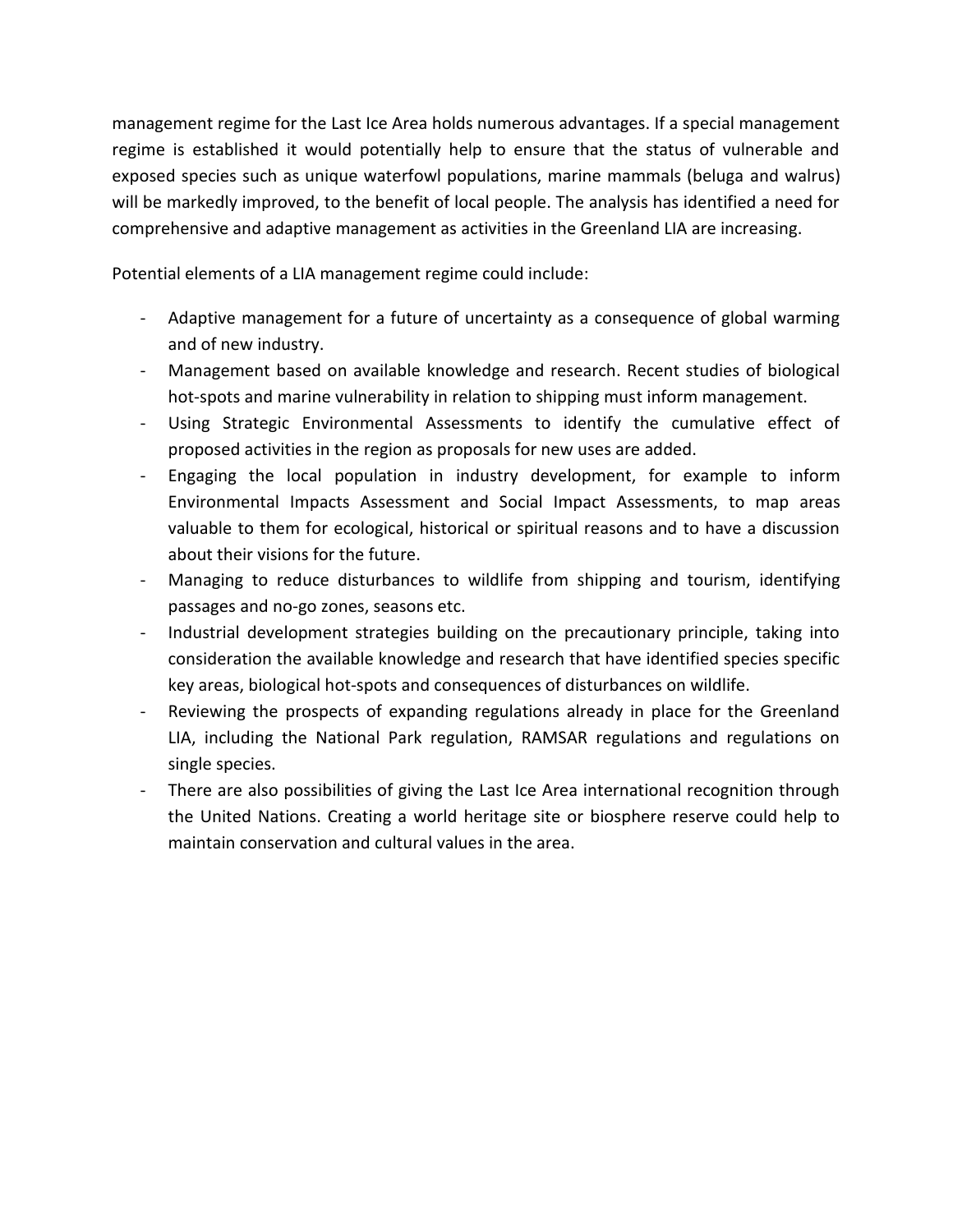management regime for the Last Ice Area holds numerous advantages. If a special management regime is established it would potentially help to ensure that the status of vulnerable and exposed species such as unique waterfowl populations, marine mammals (beluga and walrus) will be markedly improved, to the benefit of local people. The analysis has identified a need for comprehensive and adaptive management as activities in the Greenland LIA are increasing.

Potential elements of a LIA management regime could include:

- Adaptive management for a future of uncertainty as a consequence of global warming and of new industry.
- Management based on available knowledge and research. Recent studies of biological hot-spots and marine vulnerability in relation to shipping must inform management.
- Using Strategic Environmental Assessments to identify the cumulative effect of proposed activities in the region as proposals for new uses are added.
- Engaging the local population in industry development, for example to inform Environmental Impacts Assessment and Social Impact Assessments, to map areas valuable to them for ecological, historical or spiritual reasons and to have a discussion about their visions for the future.
- Managing to reduce disturbances to wildlife from shipping and tourism, identifying passages and no-go zones, seasons etc.
- Industrial development strategies building on the precautionary principle, taking into consideration the available knowledge and research that have identified species specific key areas, biological hot-spots and consequences of disturbances on wildlife.
- Reviewing the prospects of expanding regulations already in place for the Greenland LIA, including the National Park regulation, RAMSAR regulations and regulations on single species.
- There are also possibilities of giving the Last Ice Area international recognition through the United Nations. Creating a world heritage site or biosphere reserve could help to maintain conservation and cultural values in the area.